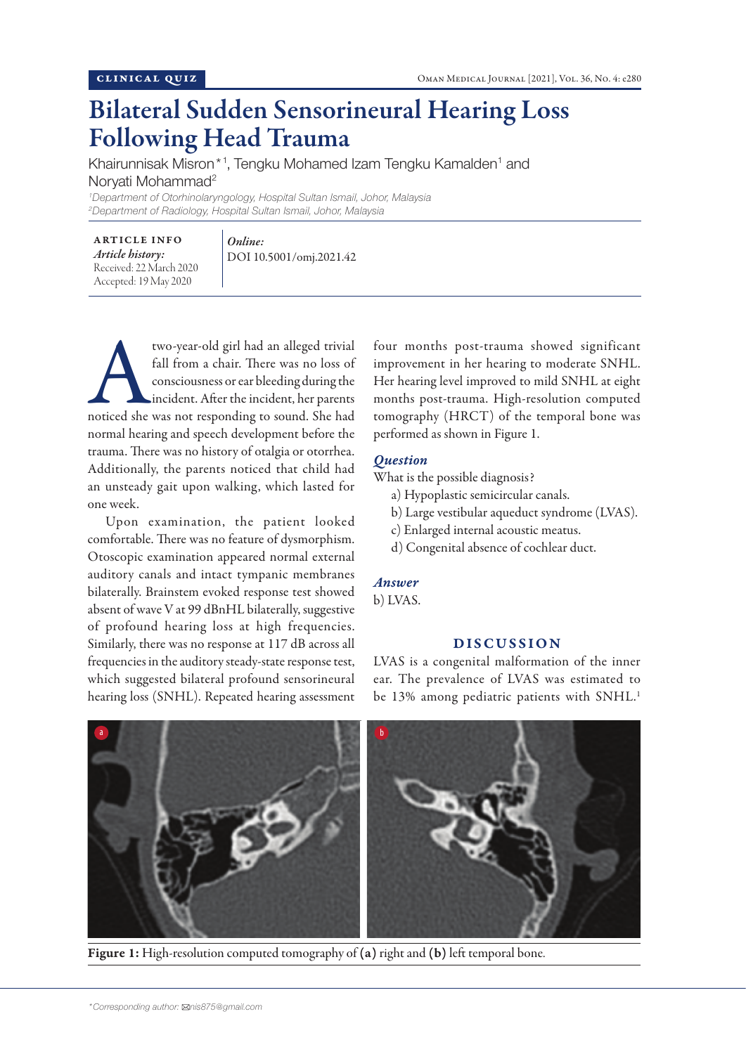CLINICAL QUIZ

# Bilateral Sudden Sensorineural Hearing Loss Following Head Trauma

Khairunnisak Misron*[1], Tengku Mohamed Izam Tengku Kamalden[1] and Noryati Mohammad[2]

[1]*Department of Otorhinolaryngology, Hospital Sultan Ismail, Johor, Malaysia*
[2]*Department of Radiology, Hospital Sultan Ismail, Johor, Malaysia*

**ARTICLE INFO**
*Article history:*
Received: 22 March 2020
Accepted: 19 May 2020

*Online:*
DOI 10.5001/omj.2021.42

A two-year-old girl had an alleged trivial fall from a chair. There was no loss of consciousness or ear bleeding during the incident. After the incident, her parents noticed she was not responding to sound. She had normal hearing and speech development before the trauma. There was no history of otalgia or otorrhea. Additionally, the parents noticed that child had an unsteady gait upon walking, which lasted for one week.

Upon examination, the patient looked comfortable. There was no feature of dysmorphism. Otoscopic examination appeared normal external auditory canals and intact tympanic membranes bilaterally. Brainstem evoked response test showed absent of wave V at 99 dBnHL bilaterally, suggestive of profound hearing loss at high frequencies. Similarly, there was no response at 117 dB across all frequencies in the auditory steady-state response test, which suggested bilateral profound sensorineural hearing loss (SNHL). Repeated hearing assessment four months post-trauma showed significant improvement in her hearing to moderate SNHL. Her hearing level improved to mild SNHL at eight months post-trauma. High-resolution computed tomography (HRCT) of the temporal bone was performed as shown in Figure 1.

## *Question*

What is the possible diagnosis?

a) Hypoplastic semicircular canals.
b) Large vestibular aqueduct syndrome (LVAS).
c) Enlarged internal acoustic meatus.
d) Congenital absence of cochlear duct.

## *Answer*

b) LVAS.

## DISCUSSION

LVAS is a congenital malformation of the inner ear. The prevalence of LVAS was estimated to be 13% among pediatric patients with SNHL.[1]

**Figure 1:** High-resolution computed tomography of **(a)** right and **(b)** left temporal bone.

*Corresponding author: nis875@gmail.com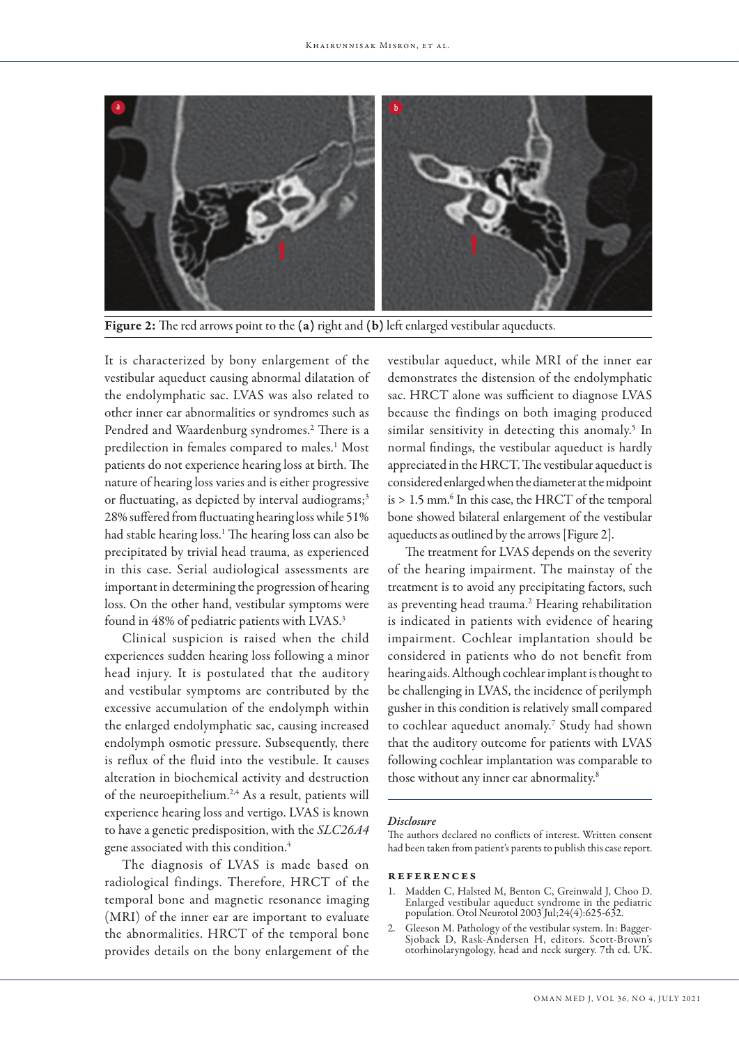**Figure 2:** The red arrows point to the **(a)** right and **(b)** left enlarged vestibular aqueducts.

It is characterized by bony enlargement of the vestibular aqueduct causing abnormal dilatation of the endolymphatic sac. LVAS was also related to other inner ear abnormalities or syndromes such as Pendred and Waardenburg syndromes.[2] There is a predilection in females compared to males.[1] Most patients do not experience hearing loss at birth. The nature of hearing loss varies and is either progressive or fluctuating, as depicted by interval audiograms;[3] 28% suffered from fluctuating hearing loss while 51% had stable hearing loss.[1] The hearing loss can also be precipitated by trivial head trauma, as experienced in this case. Serial audiological assessments are important in determining the progression of hearing loss. On the other hand, vestibular symptoms were found in 48% of pediatric patients with LVAS.[3]

Clinical suspicion is raised when the child experiences sudden hearing loss following a minor head injury. It is postulated that the auditory and vestibular symptoms are contributed by the excessive accumulation of the endolymph within the enlarged endolymphatic sac, causing increased endolymph osmotic pressure. Subsequently, there is reflux of the fluid into the vestibule. It causes alteration in biochemical activity and destruction of the neuroepithelium.[2,4] As a result, patients will experience hearing loss and vertigo. LVAS is known to have a genetic predisposition, with the *SLC26A4* gene associated with this condition.[4]

The diagnosis of LVAS is made based on radiological findings. Therefore, HRCT of the temporal bone and magnetic resonance imaging (MRI) of the inner ear are important to evaluate the abnormalities. HRCT of the temporal bone provides details on the bony enlargement of the vestibular aqueduct, while MRI of the inner ear demonstrates the distension of the endolymphatic sac. HRCT alone was sufficient to diagnose LVAS because the findings on both imaging produced similar sensitivity in detecting this anomaly.[5] In normal findings, the vestibular aqueduct is hardly appreciated in the HRCT. The vestibular aqueduct is considered enlarged when the diameter at the midpoint is > 1.5 mm.[6] In this case, the HRCT of the temporal bone showed bilateral enlargement of the vestibular aqueducts as outlined by the arrows [Figure 2].

The treatment for LVAS depends on the severity of the hearing impairment. The mainstay of the treatment is to avoid any precipitating factors, such as preventing head trauma.[2] Hearing rehabilitation is indicated in patients with evidence of hearing impairment. Cochlear implantation should be considered in patients who do not benefit from hearing aids. Although cochlear implant is thought to be challenging in LVAS, the incidence of perilymph gusher in this condition is relatively small compared to cochlear aqueduct anomaly.[7] Study had shown that the auditory outcome for patients with LVAS following cochlear implantation was comparable to those without any inner ear abnormality.[8]

### *Disclosure*

The authors declared no conflicts of interest. Written consent had been taken from patient's parents to publish this case report.

## REFERENCES

1. Madden C, Halsted M, Benton C, Greinwald J, Choo D. Enlarged vestibular aqueduct syndrome in the pediatric population. Otol Neurotol 2003 Jul;24(4):625-632.
2. Gleeson M. Pathology of the vestibular system. In: Bagger-Sjoback D, Rask-Andersen H, editors. Scott-Brown's otorhinolaryngology, head and neck surgery. 7th ed. UK.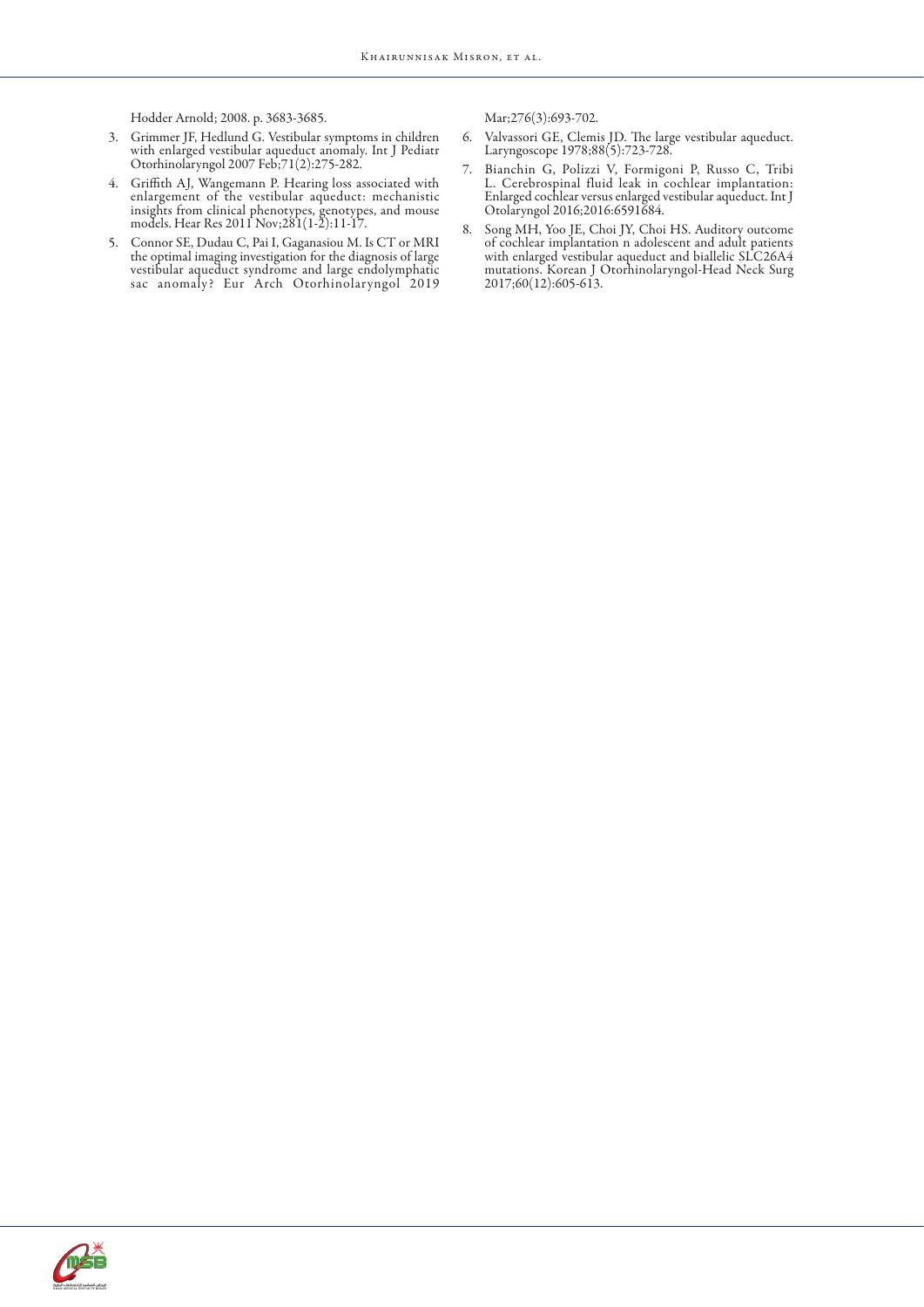Hodder Arnold; 2008. p. 3683-3685.

3. Grimmer JF, Hedlund G. Vestibular symptoms in children with enlarged vestibular aqueduct anomaly. Int J Pediatr Otorhinolaryngol 2007 Feb;71(2):275-282.
4. Griffith AJ, Wangemann P. Hearing loss associated with enlargement of the vestibular aqueduct: mechanistic insights from clinical phenotypes, genotypes, and mouse models. Hear Res 2011 Nov;281(1-2):11-17.
5. Connor SE, Dudau C, Pai I, Gaganasiou M. Is CT or MRI the optimal imaging investigation for the diagnosis of large vestibular aqueduct syndrome and large endolymphatic sac anomaly? Eur Arch Otorhinolaryngol 2019 Mar;276(3):693-702.
6. Valvassori GE, Clemis JD. The large vestibular aqueduct. Laryngoscope 1978;88(5):723-728.
7. Bianchin G, Polizzi V, Formigoni P, Russo C, Tribi L. Cerebrospinal fluid leak in cochlear implantation: Enlarged cochlear versus enlarged vestibular aqueduct. Int J Otolaryngol 2016;2016:6591684.
8. Song MH, Yoo JE, Choi JY, Choi HS. Auditory outcome of cochlear implantation n adolescent and adult patients with enlarged vestibular aqueduct and biallelic SLC26A4 mutations. Korean J Otorhinolaryngol-Head Neck Surg 2017;60(12):605-613.